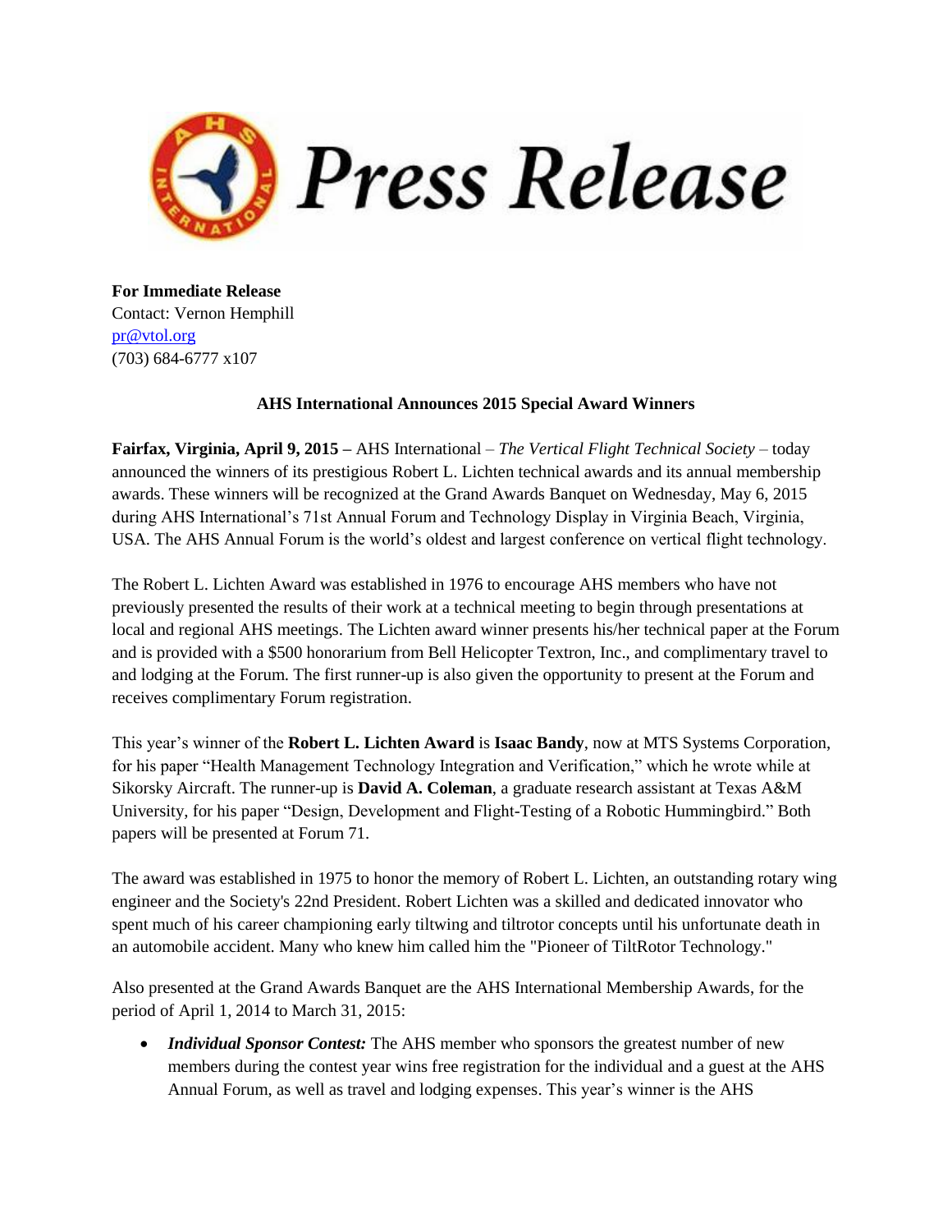# Press Release

**For Immediate Release**
Contact: Vernon Hemphill
pr@vtol.org
(703) 684-6777 x107

**AHS International Announces 2015 Special Award Winners**

**Fairfax, Virginia, April 9, 2015 –** AHS International – *The Vertical Flight Technical Society* – today announced the winners of its prestigious Robert L. Lichten technical awards and its annual membership awards. These winners will be recognized at the Grand Awards Banquet on Wednesday, May 6, 2015 during AHS International's 71st Annual Forum and Technology Display in Virginia Beach, Virginia, USA. The AHS Annual Forum is the world's oldest and largest conference on vertical flight technology.

The Robert L. Lichten Award was established in 1976 to encourage AHS members who have not previously presented the results of their work at a technical meeting to begin through presentations at local and regional AHS meetings. The Lichten award winner presents his/her technical paper at the Forum and is provided with a $500 honorarium from Bell Helicopter Textron, Inc., and complimentary travel to and lodging at the Forum. The first runner-up is also given the opportunity to present at the Forum and receives complimentary Forum registration.

This year's winner of the **Robert L. Lichten Award** is **Isaac Bandy**, now at MTS Systems Corporation, for his paper "Health Management Technology Integration and Verification," which he wrote while at Sikorsky Aircraft. The runner-up is **David A. Coleman**, a graduate research assistant at Texas A&M University, for his paper "Design, Development and Flight-Testing of a Robotic Hummingbird." Both papers will be presented at Forum 71.

The award was established in 1975 to honor the memory of Robert L. Lichten, an outstanding rotary wing engineer and the Society's 22nd President. Robert Lichten was a skilled and dedicated innovator who spent much of his career championing early tiltwing and tiltrotor concepts until his unfortunate death in an automobile accident. Many who knew him called him the "Pioneer of TiltRotor Technology."

Also presented at the Grand Awards Banquet are the AHS International Membership Awards, for the period of April 1, 2014 to March 31, 2015:

- ***Individual Sponsor Contest:*** The AHS member who sponsors the greatest number of new members during the contest year wins free registration for the individual and a guest at the AHS Annual Forum, as well as travel and lodging expenses. This year's winner is the AHS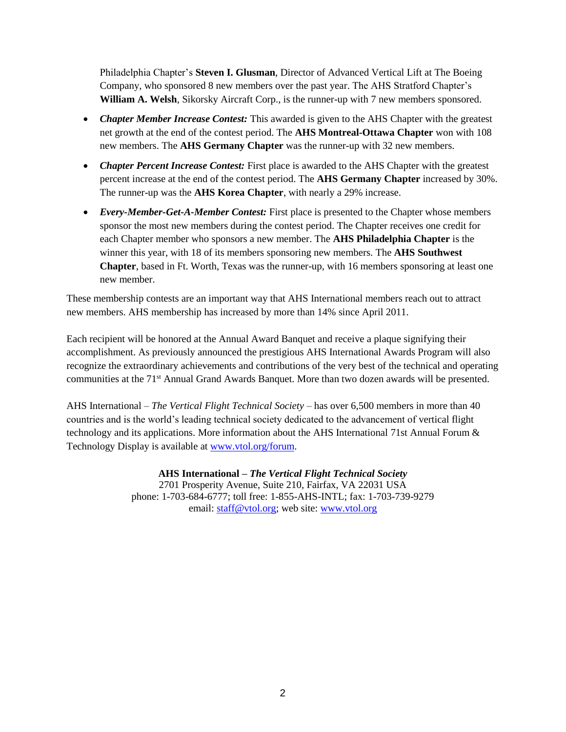Philadelphia Chapter's **Steven I. Glusman**, Director of Advanced Vertical Lift at The Boeing Company, who sponsored 8 new members over the past year. The AHS Stratford Chapter's **William A. Welsh**, Sikorsky Aircraft Corp., is the runner-up with 7 new members sponsored.

- ***Chapter Member Increase Contest:*** This awarded is given to the AHS Chapter with the greatest net growth at the end of the contest period. The **AHS Montreal-Ottawa Chapter** won with 108 new members. The **AHS Germany Chapter** was the runner-up with 32 new members.
- ***Chapter Percent Increase Contest:*** First place is awarded to the AHS Chapter with the greatest percent increase at the end of the contest period. The **AHS Germany Chapter** increased by 30%. The runner-up was the **AHS Korea Chapter**, with nearly a 29% increase.
- ***Every-Member-Get-A-Member Contest:*** First place is presented to the Chapter whose members sponsor the most new members during the contest period. The Chapter receives one credit for each Chapter member who sponsors a new member. The **AHS Philadelphia Chapter** is the winner this year, with 18 of its members sponsoring new members. The **AHS Southwest Chapter**, based in Ft. Worth, Texas was the runner-up, with 16 members sponsoring at least one new member.

These membership contests are an important way that AHS International members reach out to attract new members. AHS membership has increased by more than 14% since April 2011.

Each recipient will be honored at the Annual Award Banquet and receive a plaque signifying their accomplishment. As previously announced the prestigious AHS International Awards Program will also recognize the extraordinary achievements and contributions of the very best of the technical and operating communities at the 71st Annual Grand Awards Banquet. More than two dozen awards will be presented.

AHS International – *The Vertical Flight Technical Society* – has over 6,500 members in more than 40 countries and is the world's leading technical society dedicated to the advancement of vertical flight technology and its applications. More information about the AHS International 71st Annual Forum & Technology Display is available at www.vtol.org/forum.

**AHS International – *The Vertical Flight Technical Society***
2701 Prosperity Avenue, Suite 210, Fairfax, VA 22031 USA
phone: 1-703-684-6777; toll free: 1-855-AHS-INTL; fax: 1-703-739-9279
email: staff@vtol.org; web site: www.vtol.org